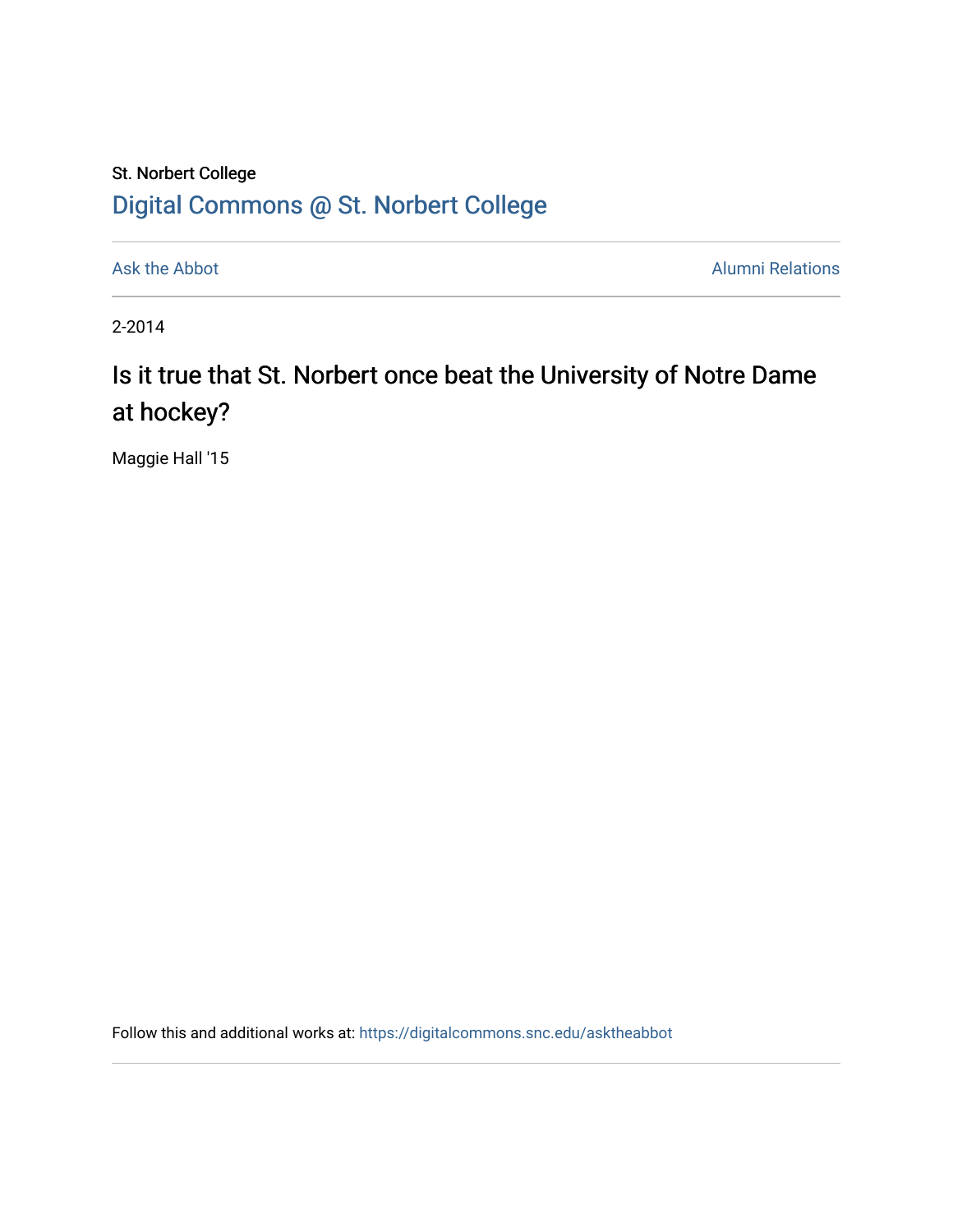St. Norbert College

Digital Commons @ St. Norbert College

Ask the Abbot

Alumni Relations

2-2014

# Is it true that St. Norbert once beat the University of Notre Dame at hockey?

Maggie Hall '15

Follow this and additional works at: https://digitalcommons.snc.edu/asktheabbot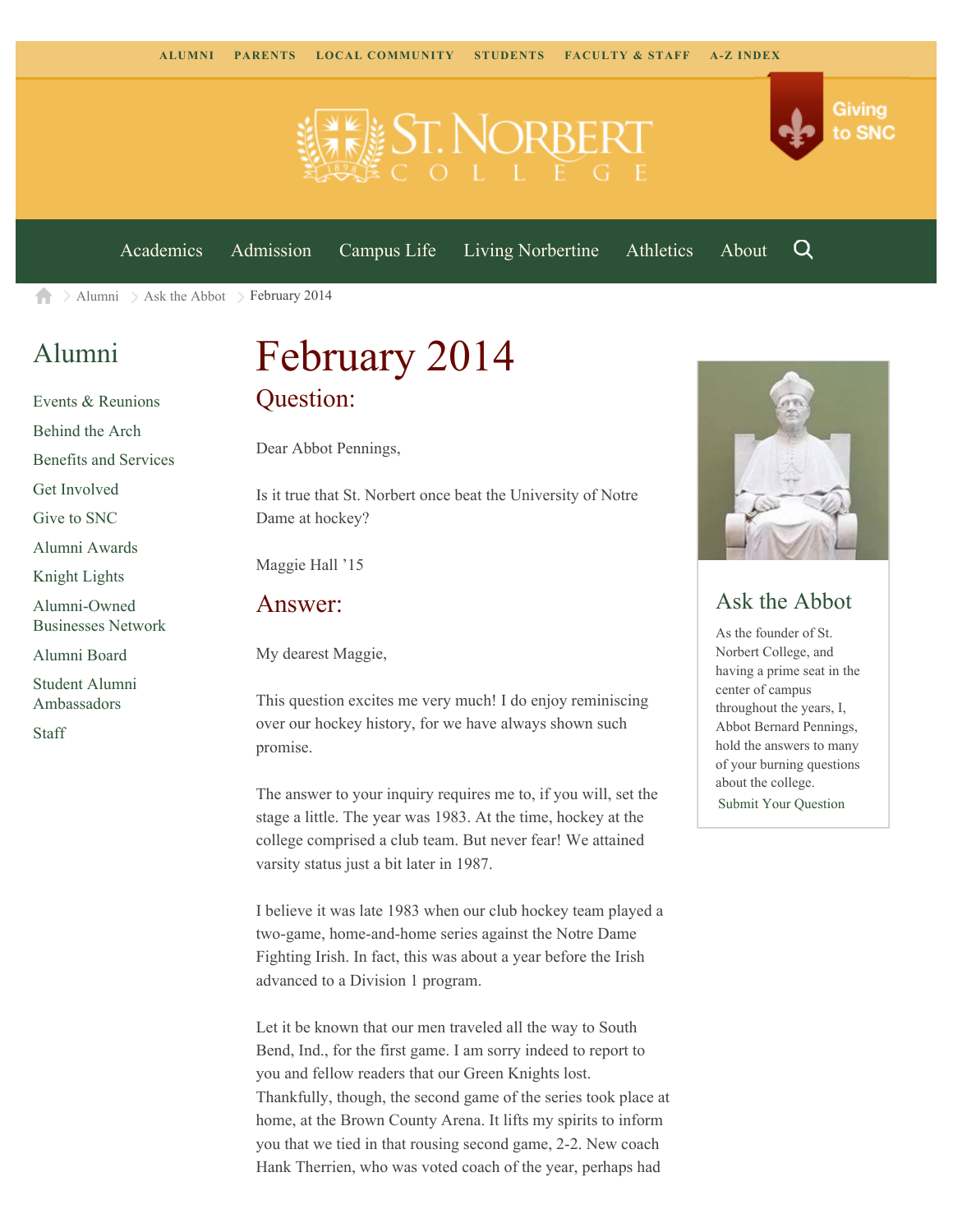ALUMNI PARENTS LOCAL COMMUNITY STUDENTS FACULTY & STAFF A-Z INDEX

Giving to SNC

Academics Admission Campus Life Living Norbertine Athletics About

Alumni > Ask the Abbot > February 2014

## Alumni

Events & Reunions
Behind the Arch
Benefits and Services
Get Involved
Give to SNC
Alumni Awards
Knight Lights
Alumni-Owned Businesses Network
Alumni Board
Student Alumni Ambassadors
Staff

# February 2014

## Question:

Dear Abbot Pennings,

Is it true that St. Norbert once beat the University of Notre Dame at hockey?

Maggie Hall '15

## Answer:

My dearest Maggie,

This question excites me very much! I do enjoy reminiscing over our hockey history, for we have always shown such promise.

The answer to your inquiry requires me to, if you will, set the stage a little. The year was 1983. At the time, hockey at the college comprised a club team. But never fear! We attained varsity status just a bit later in 1987.

I believe it was late 1983 when our club hockey team played a two-game, home-and-home series against the Notre Dame Fighting Irish. In fact, this was about a year before the Irish advanced to a Division 1 program.

Let it be known that our men traveled all the way to South Bend, Ind., for the first game. I am sorry indeed to report to you and fellow readers that our Green Knights lost. Thankfully, though, the second game of the series took place at home, at the Brown County Arena. It lifts my spirits to inform you that we tied in that rousing second game, 2-2. New coach Hank Therrien, who was voted coach of the year, perhaps had

## Ask the Abbot

As the founder of St. Norbert College, and having a prime seat in the center of campus throughout the years, I, Abbot Bernard Pennings, hold the answers to many of your burning questions about the college.

Submit Your Question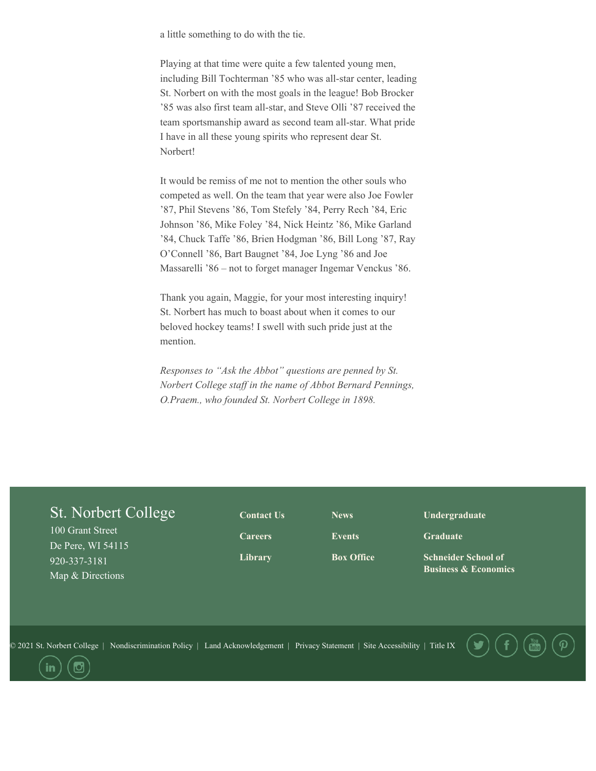a little something to do with the tie.

Playing at that time were quite a few talented young men, including Bill Tochterman ’85 who was all-star center, leading St. Norbert on with the most goals in the league! Bob Brocker ’85 was also first team all-star, and Steve Olli ’87 received the team sportsmanship award as second team all-star. What pride I have in all these young spirits who represent dear St. Norbert!

It would be remiss of me not to mention the other souls who competed as well. On the team that year were also Joe Fowler ’87, Phil Stevens ’86, Tom Stefely ’84, Perry Rech ’84, Eric Johnson ’86, Mike Foley ’84, Nick Heintz ’86, Mike Garland ’84, Chuck Taffe ’86, Brien Hodgman ’86, Bill Long ’87, Ray O’Connell ’86, Bart Baugnet ’84, Joe Lyng ’86 and Joe Massarelli ’86 – not to forget manager Ingemar Venckus ’86.

Thank you again, Maggie, for your most interesting inquiry! St. Norbert has much to boast about when it comes to our beloved hockey teams! I swell with such pride just at the mention.

*Responses to “Ask the Abbot” questions are penned by St. Norbert College staff in the name of Abbot Bernard Pennings, O.Praem., who founded St. Norbert College in 1898.*

St. Norbert College
100 Grant Street
De Pere, WI 54115
920-337-3181
Map & Directions

**Contact Us** **Careers** **Library**

**News** **Events** **Box Office**

**Undergraduate** **Graduate** **Schneider School of Business & Economics**

© 2021 St. Norbert College | Nondiscrimination Policy | Land Acknowledgement | Privacy Statement | Site Accessibility | Title IX